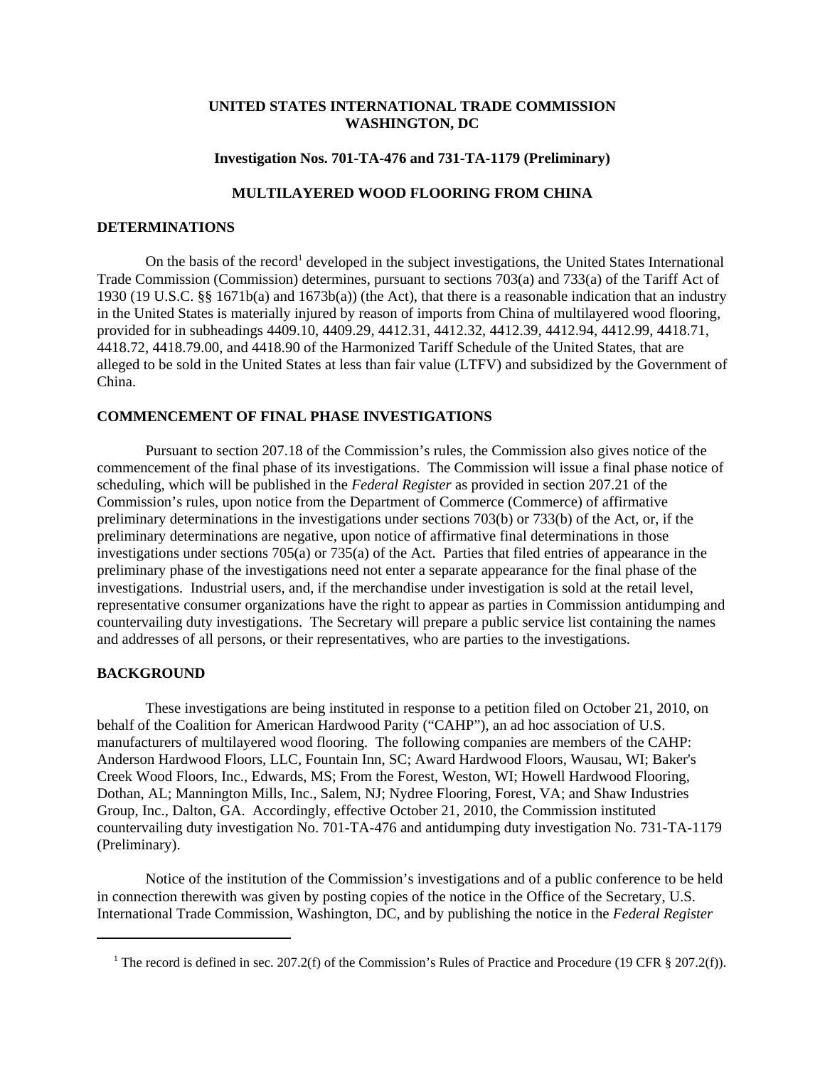**UNITED STATES INTERNATIONAL TRADE COMMISSION**
**WASHINGTON, DC**

**Investigation Nos. 701-TA-476 and 731-TA-1179 (Preliminary)**

**MULTILAYERED WOOD FLOORING FROM CHINA**

## DETERMINATIONS

On the basis of the record[1] developed in the subject investigations, the United States International Trade Commission (Commission) determines, pursuant to sections 703(a) and 733(a) of the Tariff Act of 1930 (19 U.S.C. §§ 1671b(a) and 1673b(a)) (the Act), that there is a reasonable indication that an industry in the United States is materially injured by reason of imports from China of multilayered wood flooring, provided for in subheadings 4409.10, 4409.29, 4412.31, 4412.32, 4412.39, 4412.94, 4412.99, 4418.71, 4418.72, 4418.79.00, and 4418.90 of the Harmonized Tariff Schedule of the United States, that are alleged to be sold in the United States at less than fair value (LTFV) and subsidized by the Government of China.

## COMMENCEMENT OF FINAL PHASE INVESTIGATIONS

Pursuant to section 207.18 of the Commission's rules, the Commission also gives notice of the commencement of the final phase of its investigations. The Commission will issue a final phase notice of scheduling, which will be published in the *Federal Register* as provided in section 207.21 of the Commission's rules, upon notice from the Department of Commerce (Commerce) of affirmative preliminary determinations in the investigations under sections 703(b) or 733(b) of the Act, or, if the preliminary determinations are negative, upon notice of affirmative final determinations in those investigations under sections 705(a) or 735(a) of the Act. Parties that filed entries of appearance in the preliminary phase of the investigations need not enter a separate appearance for the final phase of the investigations. Industrial users, and, if the merchandise under investigation is sold at the retail level, representative consumer organizations have the right to appear as parties in Commission antidumping and countervailing duty investigations. The Secretary will prepare a public service list containing the names and addresses of all persons, or their representatives, who are parties to the investigations.

## BACKGROUND

These investigations are being instituted in response to a petition filed on October 21, 2010, on behalf of the Coalition for American Hardwood Parity ("CAHP"), an ad hoc association of U.S. manufacturers of multilayered wood flooring. The following companies are members of the CAHP: Anderson Hardwood Floors, LLC, Fountain Inn, SC; Award Hardwood Floors, Wausau, WI; Baker's Creek Wood Floors, Inc., Edwards, MS; From the Forest, Weston, WI; Howell Hardwood Flooring, Dothan, AL; Mannington Mills, Inc., Salem, NJ; Nydree Flooring, Forest, VA; and Shaw Industries Group, Inc., Dalton, GA. Accordingly, effective October 21, 2010, the Commission instituted countervailing duty investigation No. 701-TA-476 and antidumping duty investigation No. 731-TA-1179 (Preliminary).

Notice of the institution of the Commission's investigations and of a public conference to be held in connection therewith was given by posting copies of the notice in the Office of the Secretary, U.S. International Trade Commission, Washington, DC, and by publishing the notice in the *Federal Register*

---

[1] The record is defined in sec. 207.2(f) of the Commission's Rules of Practice and Procedure (19 CFR § 207.2(f)).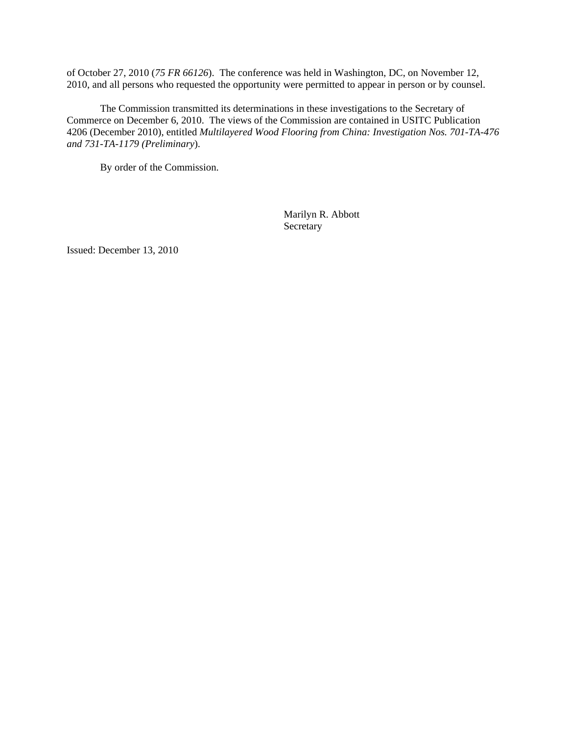of October 27, 2010 (*75 FR 66126*). The conference was held in Washington, DC, on November 12, 2010, and all persons who requested the opportunity were permitted to appear in person or by counsel.

The Commission transmitted its determinations in these investigations to the Secretary of Commerce on December 6, 2010. The views of the Commission are contained in USITC Publication 4206 (December 2010), entitled *Multilayered Wood Flooring from China: Investigation Nos. 701-TA-476 and 731-TA-1179 (Preliminary)*.

By order of the Commission.

Marilyn R. Abbott
Secretary

Issued: December 13, 2010